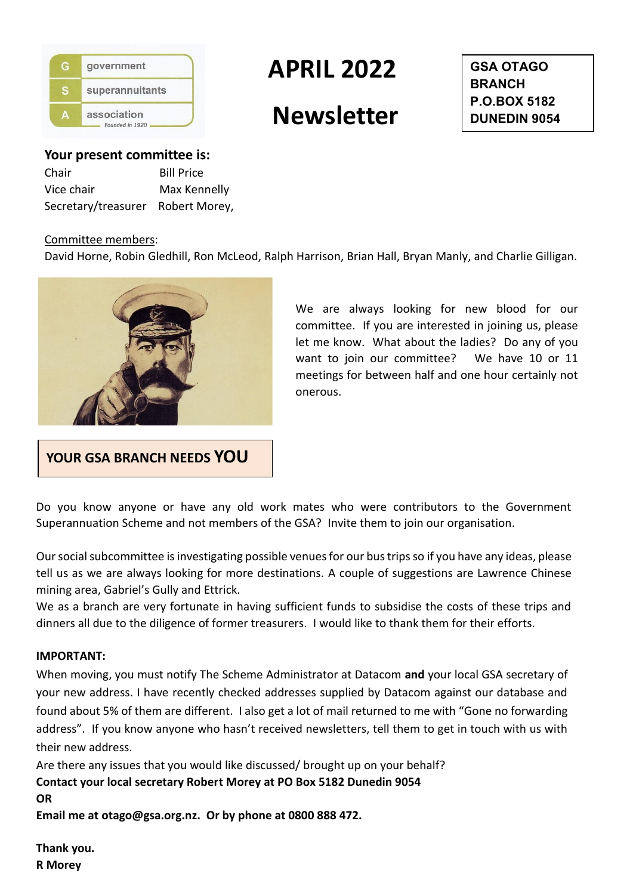G government
S superannuitants
A association
Founded in 1920

# APRIL 2022

# Newsletter

**GSA OTAGO BRANCH**
**P.O.BOX 5182**
**DUNEDIN 9054**

## Your present committee is:

| | |
|---|---|
| Chair | Bill Price |
| Vice chair | Max Kennelly |
| Secretary/treasurer | Robert Morey, |

Committee members:
David Horne, Robin Gledhill, Ron McLeod, Ralph Harrison, Brian Hall, Bryan Manly, and Charlie Gilligan.

We are always looking for new blood for our committee. If you are interested in joining us, please let me know. What about the ladies? Do any of you want to join our committee? We have 10 or 11 meetings for between half and one hour certainly not onerous.

**YOUR GSA BRANCH NEEDS YOU**

Do you know anyone or have any old work mates who were contributors to the Government Superannuation Scheme and not members of the GSA? Invite them to join our organisation.

Our social subcommittee is investigating possible venues for our bus trips so if you have any ideas, please tell us as we are always looking for more destinations. A couple of suggestions are Lawrence Chinese mining area, Gabriel's Gully and Ettrick.
We as a branch are very fortunate in having sufficient funds to subsidise the costs of these trips and dinners all due to the diligence of former treasurers. I would like to thank them for their efforts.

**IMPORTANT:**

When moving, you must notify The Scheme Administrator at Datacom **and** your local GSA secretary of your new address. I have recently checked addresses supplied by Datacom against our database and found about 5% of them are different. I also get a lot of mail returned to me with "Gone no forwarding address". If you know anyone who hasn't received newsletters, tell them to get in touch with us with their new address.
Are there any issues that you would like discussed/ brought up on your behalf?
**Contact your local secretary Robert Morey at PO Box 5182 Dunedin 9054**
**OR**
**Email me at otago@gsa.org.nz. Or by phone at 0800 888 472.**

**Thank you.**
**R Morey**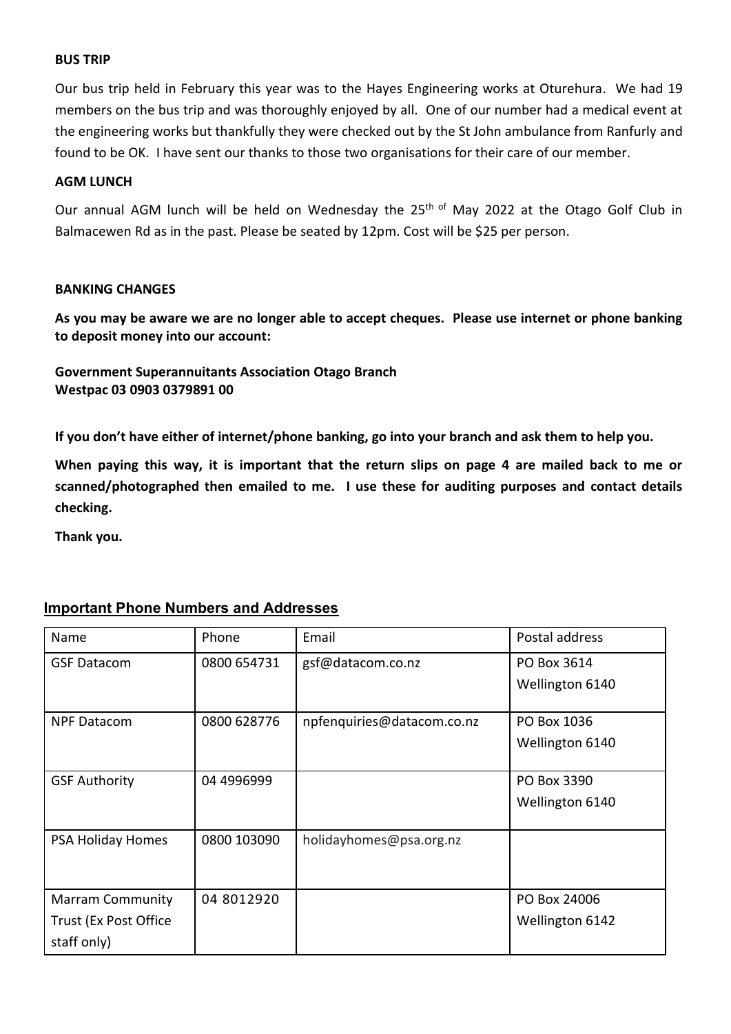**BUS TRIP**

Our bus trip held in February this year was to the Hayes Engineering works at Oturehura. We had 19 members on the bus trip and was thoroughly enjoyed by all. One of our number had a medical event at the engineering works but thankfully they were checked out by the St John ambulance from Ranfurly and found to be OK. I have sent our thanks to those two organisations for their care of our member.

**AGM LUNCH**

Our annual AGM lunch will be held on Wednesday the 25th of May 2022 at the Otago Golf Club in Balmacewen Rd as in the past. Please be seated by 12pm. Cost will be $25 per person.

**BANKING CHANGES**

**As you may be aware we are no longer able to accept cheques. Please use internet or phone banking to deposit money into our account:**

**Government Superannuitants Association Otago Branch**
**Westpac 03 0903 0379891 00**

**If you don't have either of internet/phone banking, go into your branch and ask them to help you.**

**When paying this way, it is important that the return slips on page 4 are mailed back to me or scanned/photographed then emailed to me. I use these for auditing purposes and contact details checking.**

**Thank you.**

## Important Phone Numbers and Addresses

| Name | Phone | Email | Postal address |
|---|---|---|---|
| GSF Datacom | 0800 654731 | gsf@datacom.co.nz | PO Box 3614 Wellington 6140 |
| NPF Datacom | 0800 628776 | npfenquiries@datacom.co.nz | PO Box 1036 Wellington 6140 |
| GSF Authority | 04 4996999 | | PO Box 3390 Wellington 6140 |
| PSA Holiday Homes | 0800 103090 | holidayhomes@psa.org.nz | |
| Marram Community Trust (Ex Post Office staff only) | 04 8012920 | | PO Box 24006 Wellington 6142 |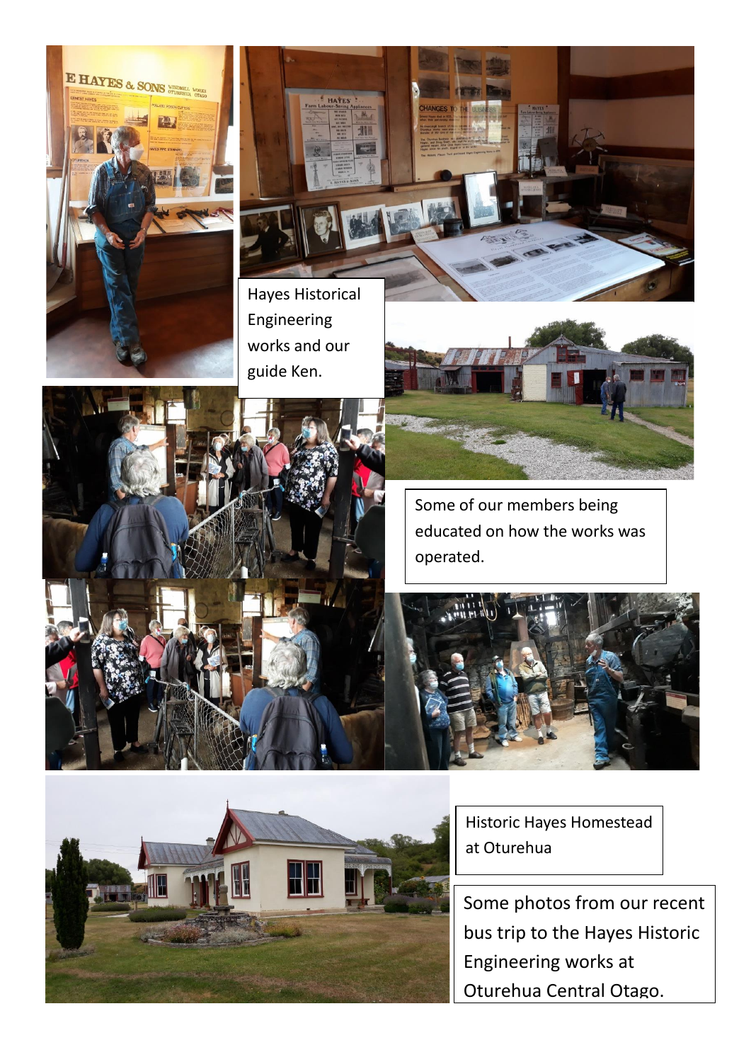Hayes Historical Engineering works and our guide Ken.

Some of our members being educated on how the works was operated.

Historic Hayes Homestead at Oturehua

Some photos from our recent bus trip to the Hayes Historic Engineering works at Oturehua Central Otago.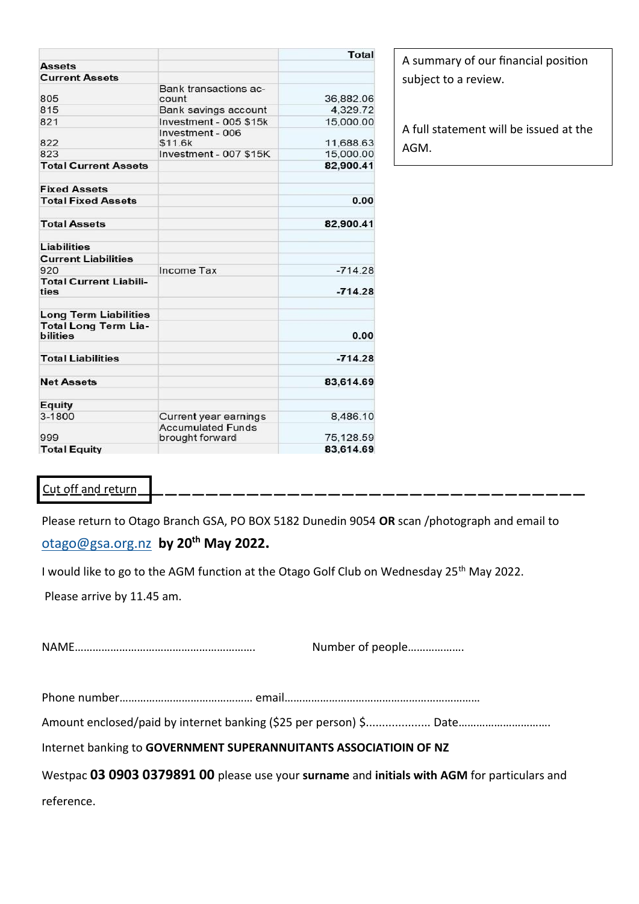| | | Total |
|---|---|---|
| **Assets** | | |
| **Current Assets** | | |
| 805 | Bank transactions account | 36,882.06 |
| 815 | Bank savings account | 4,329.72 |
| 821 | Investment - 005 $15k | 15,000.00 |
| 822 | Investment - 006 $11.6k | 11,688.63 |
| 823 | Investment - 007 $15K | 15,000.00 |
| **Total Current Assets** | | **82,900.41** |
| | | |
| **Fixed Assets** | | |
| **Total Fixed Assets** | | **0.00** |
| | | |
| **Total Assets** | | **82,900.41** |
| | | |
| **Liabilities** | | |
| **Current Liabilities** | | |
| 920 | Income Tax | -714.28 |
| **Total Current Liabilities** | | **-714.28** |
| | | |
| **Long Term Liabilities** | | |
| **Total Long Term Liabilities** | | **0.00** |
| | | |
| **Total Liabilities** | | **-714.28** |
| | | |
| **Net Assets** | | **83,614.69** |
| | | |
| **Equity** | | |
| 3-1800 | Current year earnings | 8,486.10 |
| 999 | Accumulated Funds brought forward | 75,128.59 |
| **Total Equity** | | **83,614.69** |

A summary of our financial position subject to a review.

A full statement will be issued at the AGM.

Cut off and return

Please return to Otago Branch GSA, PO BOX 5182 Dunedin 9054 **OR** scan /photograph and email to otago@gsa.org.nz **by 20th May 2022.**

I would like to go to the AGM function at the Otago Golf Club on Wednesday 25th May 2022.

Please arrive by 11.45 am.

NAME………………………………………………….. Number of people……………….

Phone number……………………………………… email……………………………………………………….

Amount enclosed/paid by internet banking ($25 per person) $.................... Date…………………………

Internet banking to **GOVERNMENT SUPERANNUITANTS ASSOCIATIOIN OF NZ**

Westpac **03 0903 0379891 00** please use your **surname** and **initials with AGM** for particulars and reference.